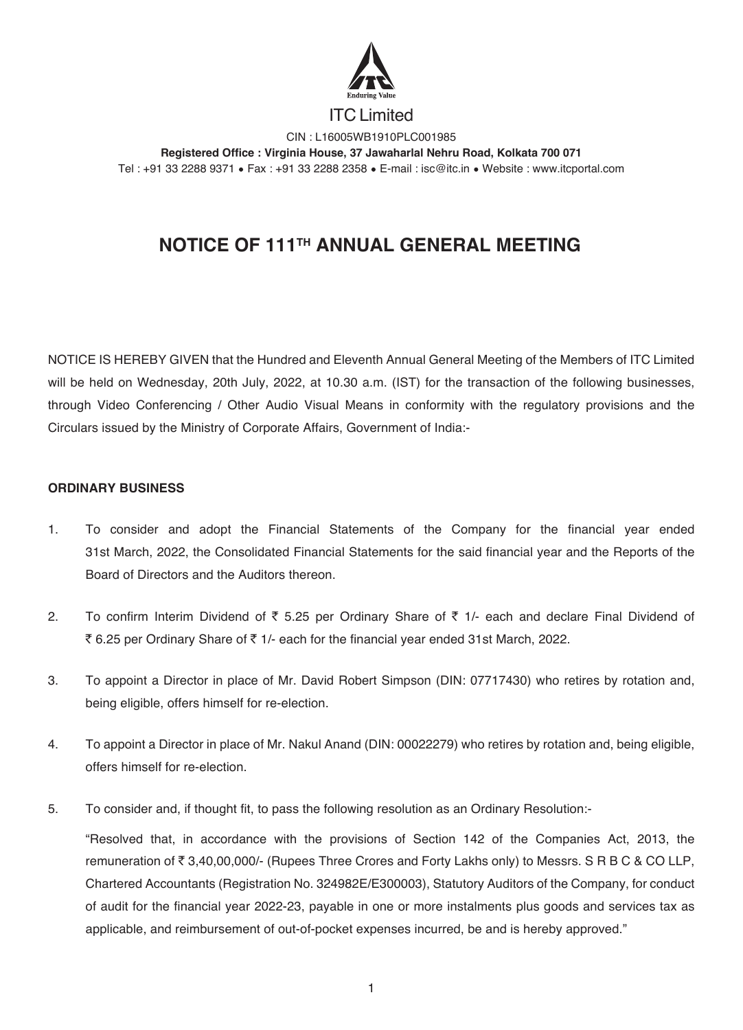ITC Limited

CIN : L16005WB1910PLC001985

**Registered Office : Virginia House, 37 Jawaharlal Nehru Road, Kolkata 700 071**

Tel : +91 33 2288 9371 • Fax : +91 33 2288 2358 • E-mail : isc@itc.in • Website : www.itcportal.com

# NOTICE OF 111TH ANNUAL GENERAL MEETING

NOTICE IS HEREBY GIVEN that the Hundred and Eleventh Annual General Meeting of the Members of ITC Limited will be held on Wednesday, 20th July, 2022, at 10.30 a.m. (IST) for the transaction of the following businesses, through Video Conferencing / Other Audio Visual Means in conformity with the regulatory provisions and the Circulars issued by the Ministry of Corporate Affairs, Government of India:-

## ORDINARY BUSINESS

1. To consider and adopt the Financial Statements of the Company for the financial year ended 31st March, 2022, the Consolidated Financial Statements for the said financial year and the Reports of the Board of Directors and the Auditors thereon.

2. To confirm Interim Dividend of ₹ 5.25 per Ordinary Share of ₹ 1/- each and declare Final Dividend of ₹ 6.25 per Ordinary Share of ₹ 1/- each for the financial year ended 31st March, 2022.

3. To appoint a Director in place of Mr. David Robert Simpson (DIN: 07717430) who retires by rotation and, being eligible, offers himself for re-election.

4. To appoint a Director in place of Mr. Nakul Anand (DIN: 00022279) who retires by rotation and, being eligible, offers himself for re-election.

5. To consider and, if thought fit, to pass the following resolution as an Ordinary Resolution:-

   "Resolved that, in accordance with the provisions of Section 142 of the Companies Act, 2013, the remuneration of ₹ 3,40,00,000/- (Rupees Three Crores and Forty Lakhs only) to Messrs. S R B C & CO LLP, Chartered Accountants (Registration No. 324982E/E300003), Statutory Auditors of the Company, for conduct of audit for the financial year 2022-23, payable in one or more instalments plus goods and services tax as applicable, and reimbursement of out-of-pocket expenses incurred, be and is hereby approved."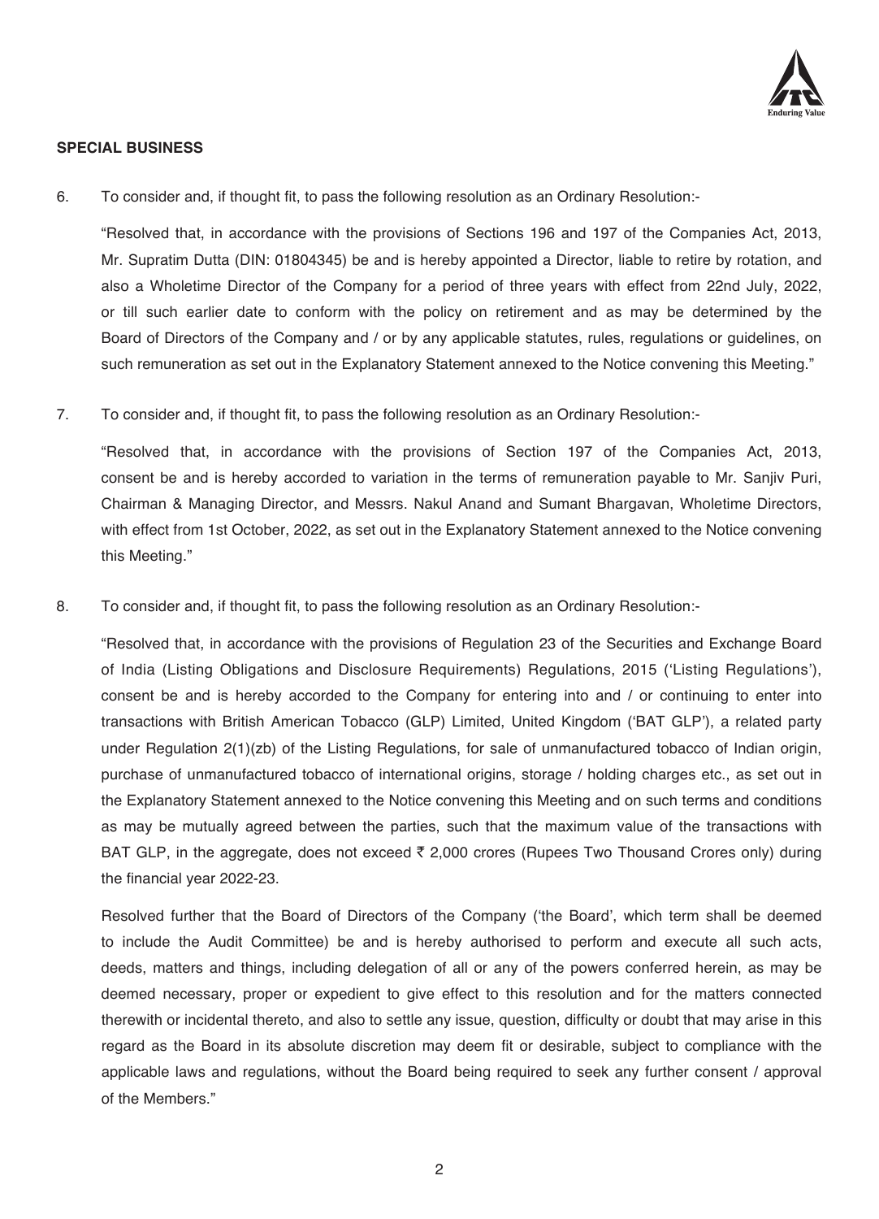## SPECIAL BUSINESS

6. To consider and, if thought fit, to pass the following resolution as an Ordinary Resolution:-

   "Resolved that, in accordance with the provisions of Sections 196 and 197 of the Companies Act, 2013, Mr. Supratim Dutta (DIN: 01804345) be and is hereby appointed a Director, liable to retire by rotation, and also a Wholetime Director of the Company for a period of three years with effect from 22nd July, 2022, or till such earlier date to conform with the policy on retirement and as may be determined by the Board of Directors of the Company and / or by any applicable statutes, rules, regulations or guidelines, on such remuneration as set out in the Explanatory Statement annexed to the Notice convening this Meeting."

7. To consider and, if thought fit, to pass the following resolution as an Ordinary Resolution:-

   "Resolved that, in accordance with the provisions of Section 197 of the Companies Act, 2013, consent be and is hereby accorded to variation in the terms of remuneration payable to Mr. Sanjiv Puri, Chairman & Managing Director, and Messrs. Nakul Anand and Sumant Bhargavan, Wholetime Directors, with effect from 1st October, 2022, as set out in the Explanatory Statement annexed to the Notice convening this Meeting."

8. To consider and, if thought fit, to pass the following resolution as an Ordinary Resolution:-

   "Resolved that, in accordance with the provisions of Regulation 23 of the Securities and Exchange Board of India (Listing Obligations and Disclosure Requirements) Regulations, 2015 ('Listing Regulations'), consent be and is hereby accorded to the Company for entering into and / or continuing to enter into transactions with British American Tobacco (GLP) Limited, United Kingdom ('BAT GLP'), a related party under Regulation 2(1)(zb) of the Listing Regulations, for sale of unmanufactured tobacco of Indian origin, purchase of unmanufactured tobacco of international origins, storage / holding charges etc., as set out in the Explanatory Statement annexed to the Notice convening this Meeting and on such terms and conditions as may be mutually agreed between the parties, such that the maximum value of the transactions with BAT GLP, in the aggregate, does not exceed ₹ 2,000 crores (Rupees Two Thousand Crores only) during the financial year 2022-23.

   Resolved further that the Board of Directors of the Company ('the Board', which term shall be deemed to include the Audit Committee) be and is hereby authorised to perform and execute all such acts, deeds, matters and things, including delegation of all or any of the powers conferred herein, as may be deemed necessary, proper or expedient to give effect to this resolution and for the matters connected therewith or incidental thereto, and also to settle any issue, question, difficulty or doubt that may arise in this regard as the Board in its absolute discretion may deem fit or desirable, subject to compliance with the applicable laws and regulations, without the Board being required to seek any further consent / approval of the Members."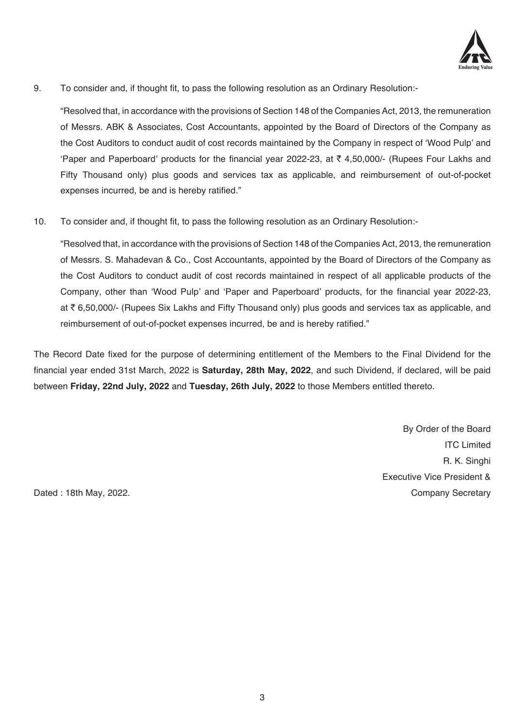9. To consider and, if thought fit, to pass the following resolution as an Ordinary Resolution:-

   "Resolved that, in accordance with the provisions of Section 148 of the Companies Act, 2013, the remuneration of Messrs. ABK & Associates, Cost Accountants, appointed by the Board of Directors of the Company as the Cost Auditors to conduct audit of cost records maintained by the Company in respect of 'Wood Pulp' and 'Paper and Paperboard' products for the financial year 2022-23, at ₹ 4,50,000/- (Rupees Four Lakhs and Fifty Thousand only) plus goods and services tax as applicable, and reimbursement of out-of-pocket expenses incurred, be and is hereby ratified."

10. To consider and, if thought fit, to pass the following resolution as an Ordinary Resolution:-

    "Resolved that, in accordance with the provisions of Section 148 of the Companies Act, 2013, the remuneration of Messrs. S. Mahadevan & Co., Cost Accountants, appointed by the Board of Directors of the Company as the Cost Auditors to conduct audit of cost records maintained in respect of all applicable products of the Company, other than 'Wood Pulp' and 'Paper and Paperboard' products, for the financial year 2022-23, at ₹ 6,50,000/- (Rupees Six Lakhs and Fifty Thousand only) plus goods and services tax as applicable, and reimbursement of out-of-pocket expenses incurred, be and is hereby ratified."

The Record Date fixed for the purpose of determining entitlement of the Members to the Final Dividend for the financial year ended 31st March, 2022 is **Saturday, 28th May, 2022**, and such Dividend, if declared, will be paid between **Friday, 22nd July, 2022** and **Tuesday, 26th July, 2022** to those Members entitled thereto.

By Order of the Board
ITC Limited
R. K. Singhi
Executive Vice President &
Company Secretary

Dated : 18th May, 2022.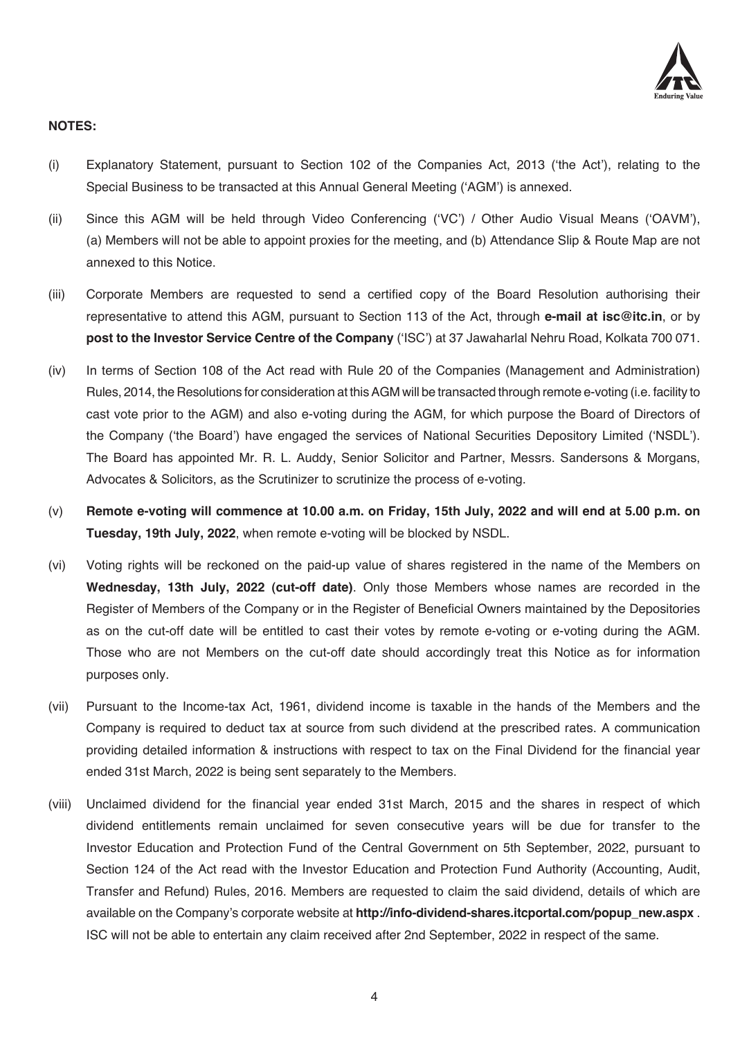**NOTES:**

(i) Explanatory Statement, pursuant to Section 102 of the Companies Act, 2013 ('the Act'), relating to the Special Business to be transacted at this Annual General Meeting ('AGM') is annexed.

(ii) Since this AGM will be held through Video Conferencing ('VC') / Other Audio Visual Means ('OAVM'), (a) Members will not be able to appoint proxies for the meeting, and (b) Attendance Slip & Route Map are not annexed to this Notice.

(iii) Corporate Members are requested to send a certified copy of the Board Resolution authorising their representative to attend this AGM, pursuant to Section 113 of the Act, through **e-mail at isc@itc.in**, or by **post to the Investor Service Centre of the Company** ('ISC') at 37 Jawaharlal Nehru Road, Kolkata 700 071.

(iv) In terms of Section 108 of the Act read with Rule 20 of the Companies (Management and Administration) Rules, 2014, the Resolutions for consideration at this AGM will be transacted through remote e-voting (i.e. facility to cast vote prior to the AGM) and also e-voting during the AGM, for which purpose the Board of Directors of the Company ('the Board') have engaged the services of National Securities Depository Limited ('NSDL'). The Board has appointed Mr. R. L. Auddy, Senior Solicitor and Partner, Messrs. Sandersons & Morgans, Advocates & Solicitors, as the Scrutinizer to scrutinize the process of e-voting.

(v) **Remote e-voting will commence at 10.00 a.m. on Friday, 15th July, 2022 and will end at 5.00 p.m. on Tuesday, 19th July, 2022**, when remote e-voting will be blocked by NSDL.

(vi) Voting rights will be reckoned on the paid-up value of shares registered in the name of the Members on **Wednesday, 13th July, 2022 (cut-off date)**. Only those Members whose names are recorded in the Register of Members of the Company or in the Register of Beneficial Owners maintained by the Depositories as on the cut-off date will be entitled to cast their votes by remote e-voting or e-voting during the AGM. Those who are not Members on the cut-off date should accordingly treat this Notice as for information purposes only.

(vii) Pursuant to the Income-tax Act, 1961, dividend income is taxable in the hands of the Members and the Company is required to deduct tax at source from such dividend at the prescribed rates. A communication providing detailed information & instructions with respect to tax on the Final Dividend for the financial year ended 31st March, 2022 is being sent separately to the Members.

(viii) Unclaimed dividend for the financial year ended 31st March, 2015 and the shares in respect of which dividend entitlements remain unclaimed for seven consecutive years will be due for transfer to the Investor Education and Protection Fund of the Central Government on 5th September, 2022, pursuant to Section 124 of the Act read with the Investor Education and Protection Fund Authority (Accounting, Audit, Transfer and Refund) Rules, 2016. Members are requested to claim the said dividend, details of which are available on the Company's corporate website at **http://info-dividend-shares.itcportal.com/popup_new.aspx** . ISC will not be able to entertain any claim received after 2nd September, 2022 in respect of the same.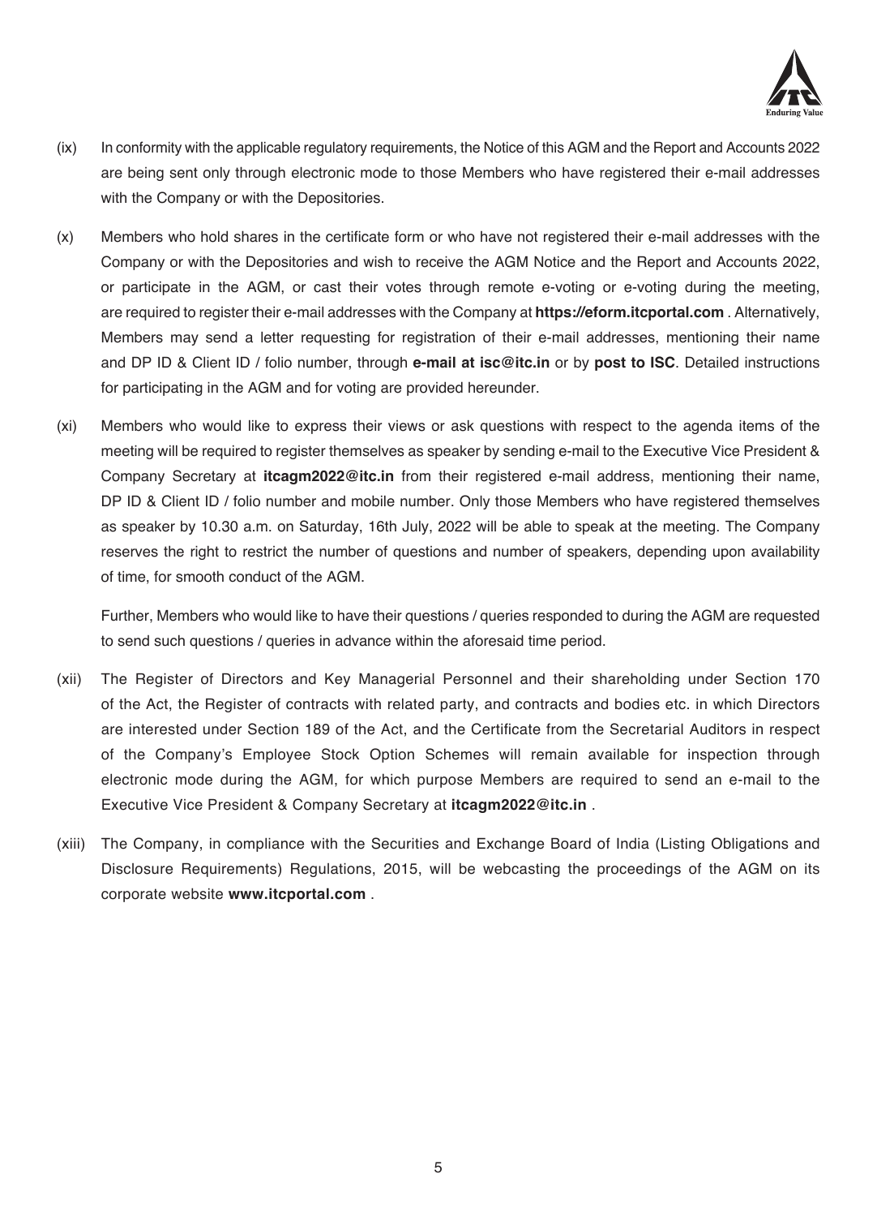(ix) In conformity with the applicable regulatory requirements, the Notice of this AGM and the Report and Accounts 2022 are being sent only through electronic mode to those Members who have registered their e-mail addresses with the Company or with the Depositories.

(x) Members who hold shares in the certificate form or who have not registered their e-mail addresses with the Company or with the Depositories and wish to receive the AGM Notice and the Report and Accounts 2022, or participate in the AGM, or cast their votes through remote e-voting or e-voting during the meeting, are required to register their e-mail addresses with the Company at **https://eform.itcportal.com** . Alternatively, Members may send a letter requesting for registration of their e-mail addresses, mentioning their name and DP ID & Client ID / folio number, through **e-mail at isc@itc.in** or by **post to ISC**. Detailed instructions for participating in the AGM and for voting are provided hereunder.

(xi) Members who would like to express their views or ask questions with respect to the agenda items of the meeting will be required to register themselves as speaker by sending e-mail to the Executive Vice President & Company Secretary at **itcagm2022@itc.in** from their registered e-mail address, mentioning their name, DP ID & Client ID / folio number and mobile number. Only those Members who have registered themselves as speaker by 10.30 a.m. on Saturday, 16th July, 2022 will be able to speak at the meeting. The Company reserves the right to restrict the number of questions and number of speakers, depending upon availability of time, for smooth conduct of the AGM.

Further, Members who would like to have their questions / queries responded to during the AGM are requested to send such questions / queries in advance within the aforesaid time period.

(xii) The Register of Directors and Key Managerial Personnel and their shareholding under Section 170 of the Act, the Register of contracts with related party, and contracts and bodies etc. in which Directors are interested under Section 189 of the Act, and the Certificate from the Secretarial Auditors in respect of the Company's Employee Stock Option Schemes will remain available for inspection through electronic mode during the AGM, for which purpose Members are required to send an e-mail to the Executive Vice President & Company Secretary at **itcagm2022@itc.in** .

(xiii) The Company, in compliance with the Securities and Exchange Board of India (Listing Obligations and Disclosure Requirements) Regulations, 2015, will be webcasting the proceedings of the AGM on its corporate website **www.itcportal.com** .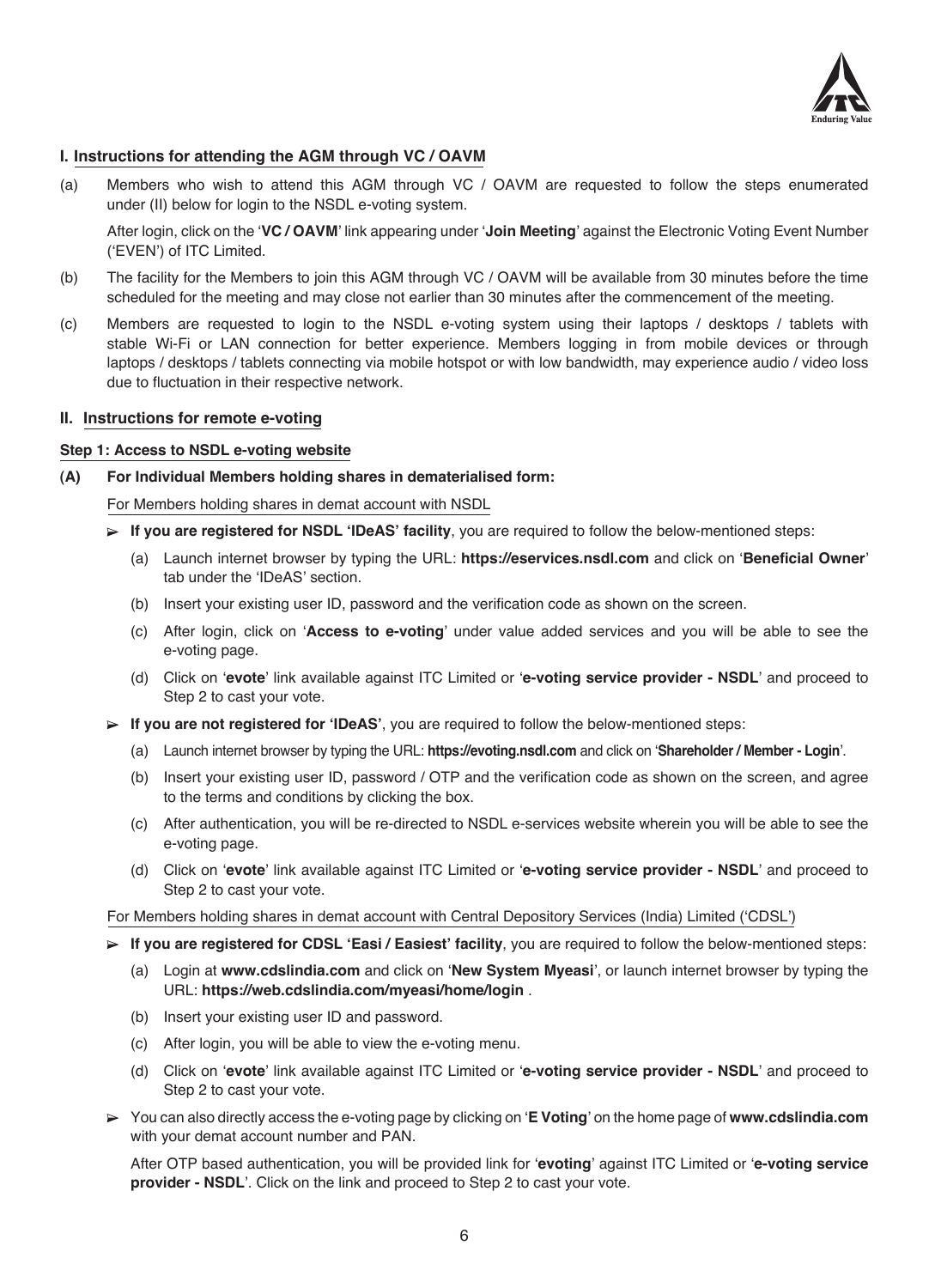## I. Instructions for attending the AGM through VC / OAVM

(a) Members who wish to attend this AGM through VC / OAVM are requested to follow the steps enumerated under (II) below for login to the NSDL e-voting system.

After login, click on the '**VC / OAVM**' link appearing under '**Join Meeting**' against the Electronic Voting Event Number ('EVEN') of ITC Limited.

(b) The facility for the Members to join this AGM through VC / OAVM will be available from 30 minutes before the time scheduled for the meeting and may close not earlier than 30 minutes after the commencement of the meeting.

(c) Members are requested to login to the NSDL e-voting system using their laptops / desktops / tablets with stable Wi-Fi or LAN connection for better experience. Members logging in from mobile devices or through laptops / desktops / tablets connecting via mobile hotspot or with low bandwidth, may experience audio / video loss due to fluctuation in their respective network.

## II. Instructions for remote e-voting

### Step 1: Access to NSDL e-voting website

**(A) For Individual Members holding shares in dematerialised form:**

For Members holding shares in demat account with NSDL

- **If you are registered for NSDL 'IDeAS' facility**, you are required to follow the below-mentioned steps:
  - (a) Launch internet browser by typing the URL: **https://eservices.nsdl.com** and click on '**Beneficial Owner**' tab under the 'IDeAS' section.
  - (b) Insert your existing user ID, password and the verification code as shown on the screen.
  - (c) After login, click on '**Access to e-voting**' under value added services and you will be able to see the e-voting page.
  - (d) Click on '**evote**' link available against ITC Limited or '**e-voting service provider - NSDL**' and proceed to Step 2 to cast your vote.
- **If you are not registered for 'IDeAS'**, you are required to follow the below-mentioned steps:
  - (a) Launch internet browser by typing the URL: **https://evoting.nsdl.com** and click on '**Shareholder / Member - Login**'.
  - (b) Insert your existing user ID, password / OTP and the verification code as shown on the screen, and agree to the terms and conditions by clicking the box.
  - (c) After authentication, you will be re-directed to NSDL e-services website wherein you will be able to see the e-voting page.
  - (d) Click on '**evote**' link available against ITC Limited or '**e-voting service provider - NSDL**' and proceed to Step 2 to cast your vote.

For Members holding shares in demat account with Central Depository Services (India) Limited ('CDSL')

- **If you are registered for CDSL 'Easi / Easiest' facility**, you are required to follow the below-mentioned steps:
  - (a) Login at **www.cdslindia.com** and click on '**New System Myeasi**', or launch internet browser by typing the URL: **https://web.cdslindia.com/myeasi/home/login** .
  - (b) Insert your existing user ID and password.
  - (c) After login, you will be able to view the e-voting menu.
  - (d) Click on '**evote**' link available against ITC Limited or '**e-voting service provider - NSDL**' and proceed to Step 2 to cast your vote.
- You can also directly access the e-voting page by clicking on '**E Voting**' on the home page of **www.cdslindia.com** with your demat account number and PAN.

  After OTP based authentication, you will be provided link for '**evoting**' against ITC Limited or '**e-voting service provider - NSDL**'. Click on the link and proceed to Step 2 to cast your vote.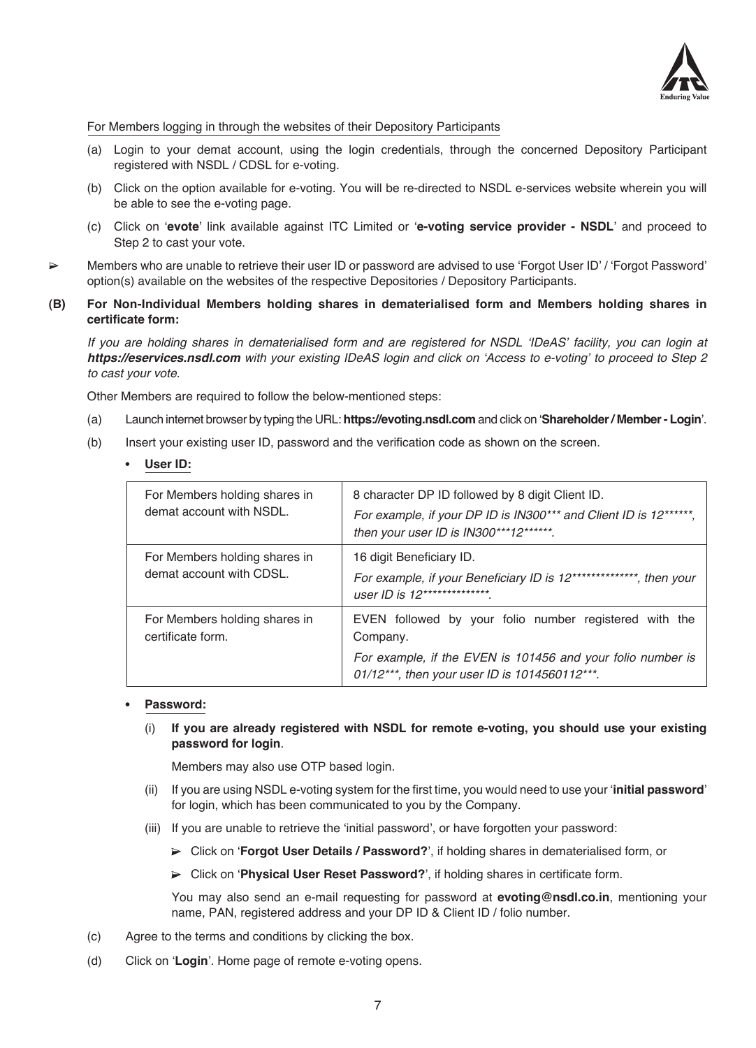For Members logging in through the websites of their Depository Participants

(a) Login to your demat account, using the login credentials, through the concerned Depository Participant registered with NSDL / CDSL for e-voting.

(b) Click on the option available for e-voting. You will be re-directed to NSDL e-services website wherein you will be able to see the e-voting page.

(c) Click on '**evote**' link available against ITC Limited or '**e-voting service provider - NSDL**' and proceed to Step 2 to cast your vote.

➢ Members who are unable to retrieve their user ID or password are advised to use 'Forgot User ID' / 'Forgot Password' option(s) available on the websites of the respective Depositories / Depository Participants.

**(B) For Non-Individual Members holding shares in dematerialised form and Members holding shares in certificate form:**

*If you are holding shares in dematerialised form and are registered for NSDL 'IDeAS' facility, you can login at **https://eservices.nsdl.com** with your existing IDeAS login and click on 'Access to e-voting' to proceed to Step 2 to cast your vote.*

Other Members are required to follow the below-mentioned steps:

(a) Launch internet browser by typing the URL: **https://evoting.nsdl.com** and click on '**Shareholder / Member - Login**'.

(b) Insert your existing user ID, password and the verification code as shown on the screen.

- **User ID:**

| | |
|---|---|
| For Members holding shares in demat account with NSDL. | 8 character DP ID followed by 8 digit Client ID.<br>*For example, if your DP ID is IN300*** and Client ID is 12******, then your user ID is IN300***12******.* |
| For Members holding shares in demat account with CDSL. | 16 digit Beneficiary ID.<br>*For example, if your Beneficiary ID is 12**************, then your user ID is 12**************.* |
| For Members holding shares in certificate form. | EVEN followed by your folio number registered with the Company.<br>*For example, if the EVEN is 101456 and your folio number is 01/12***, then your user ID is 1014560112***.* |

- **Password:**

  (i) **If you are already registered with NSDL for remote e-voting, you should use your existing password for login**.

  Members may also use OTP based login.

  (ii) If you are using NSDL e-voting system for the first time, you would need to use your '**initial password**' for login, which has been communicated to you by the Company.

  (iii) If you are unable to retrieve the 'initial password', or have forgotten your password:

  ➢ Click on '**Forgot User Details / Password?**', if holding shares in dematerialised form, or

  ➢ Click on '**Physical User Reset Password?**', if holding shares in certificate form.

  You may also send an e-mail requesting for password at **evoting@nsdl.co.in**, mentioning your name, PAN, registered address and your DP ID & Client ID / folio number.

(c) Agree to the terms and conditions by clicking the box.

(d) Click on '**Login**'. Home page of remote e-voting opens.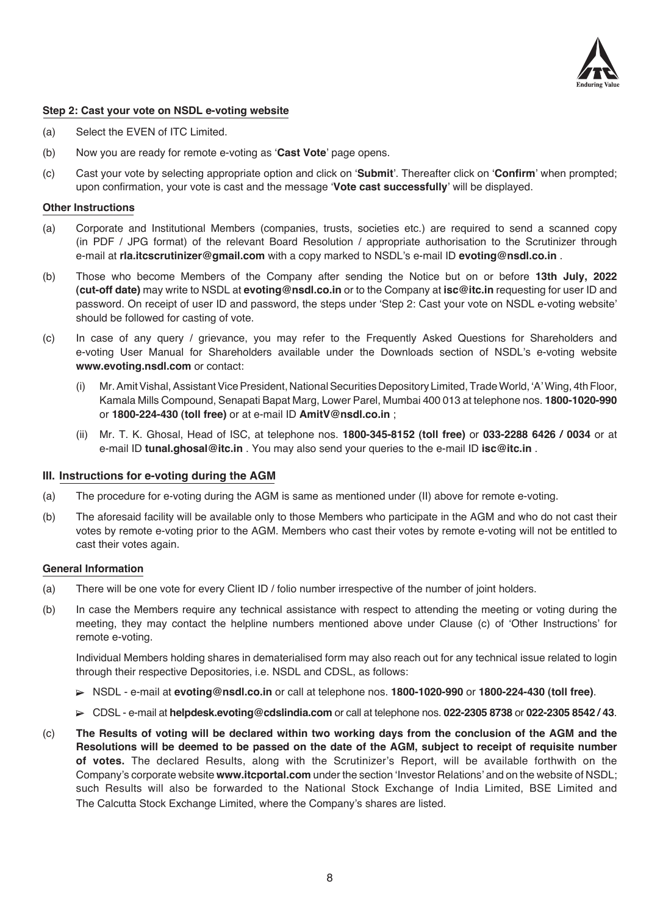**Step 2: Cast your vote on NSDL e-voting website**

(a) Select the EVEN of ITC Limited.

(b) Now you are ready for remote e-voting as '**Cast Vote**' page opens.

(c) Cast your vote by selecting appropriate option and click on '**Submit**'. Thereafter click on '**Confirm**' when prompted; upon confirmation, your vote is cast and the message '**Vote cast successfully**' will be displayed.

**Other Instructions**

(a) Corporate and Institutional Members (companies, trusts, societies etc.) are required to send a scanned copy (in PDF / JPG format) of the relevant Board Resolution / appropriate authorisation to the Scrutinizer through e-mail at **rla.itcscrutinizer@gmail.com** with a copy marked to NSDL's e-mail ID **evoting@nsdl.co.in** .

(b) Those who become Members of the Company after sending the Notice but on or before **13th July, 2022 (cut-off date)** may write to NSDL at **evoting@nsdl.co.in** or to the Company at **isc@itc.in** requesting for user ID and password. On receipt of user ID and password, the steps under 'Step 2: Cast your vote on NSDL e-voting website' should be followed for casting of vote.

(c) In case of any query / grievance, you may refer to the Frequently Asked Questions for Shareholders and e-voting User Manual for Shareholders available under the Downloads section of NSDL's e-voting website **www.evoting.nsdl.com** or contact:

   (i) Mr. Amit Vishal, Assistant Vice President, National Securities Depository Limited, Trade World, 'A' Wing, 4th Floor, Kamala Mills Compound, Senapati Bapat Marg, Lower Parel, Mumbai 400 013 at telephone nos. **1800-1020-990** or **1800-224-430 (toll free)** or at e-mail ID **AmitV@nsdl.co.in** ;

   (ii) Mr. T. K. Ghosal, Head of ISC, at telephone nos. **1800-345-8152 (toll free)** or **033-2288 6426 / 0034** or at e-mail ID **tunal.ghosal@itc.in** . You may also send your queries to the e-mail ID **isc@itc.in** .

**III. Instructions for e-voting during the AGM**

(a) The procedure for e-voting during the AGM is same as mentioned under (II) above for remote e-voting.

(b) The aforesaid facility will be available only to those Members who participate in the AGM and who do not cast their votes by remote e-voting prior to the AGM. Members who cast their votes by remote e-voting will not be entitled to cast their votes again.

**General Information**

(a) There will be one vote for every Client ID / folio number irrespective of the number of joint holders.

(b) In case the Members require any technical assistance with respect to attending the meeting or voting during the meeting, they may contact the helpline numbers mentioned above under Clause (c) of 'Other Instructions' for remote e-voting.

   Individual Members holding shares in dematerialised form may also reach out for any technical issue related to login through their respective Depositories, i.e. NSDL and CDSL, as follows:

   - NSDL - e-mail at **evoting@nsdl.co.in** or call at telephone nos. **1800-1020-990** or **1800-224-430 (toll free)**.
   - CDSL - e-mail at **helpdesk.evoting@cdslindia.com** or call at telephone nos. **022-2305 8738** or **022-2305 8542 / 43**.

(c) **The Results of voting will be declared within two working days from the conclusion of the AGM and the Resolutions will be deemed to be passed on the date of the AGM, subject to receipt of requisite number of votes.** The declared Results, along with the Scrutinizer's Report, will be available forthwith on the Company's corporate website **www.itcportal.com** under the section 'Investor Relations' and on the website of NSDL; such Results will also be forwarded to the National Stock Exchange of India Limited, BSE Limited and The Calcutta Stock Exchange Limited, where the Company's shares are listed.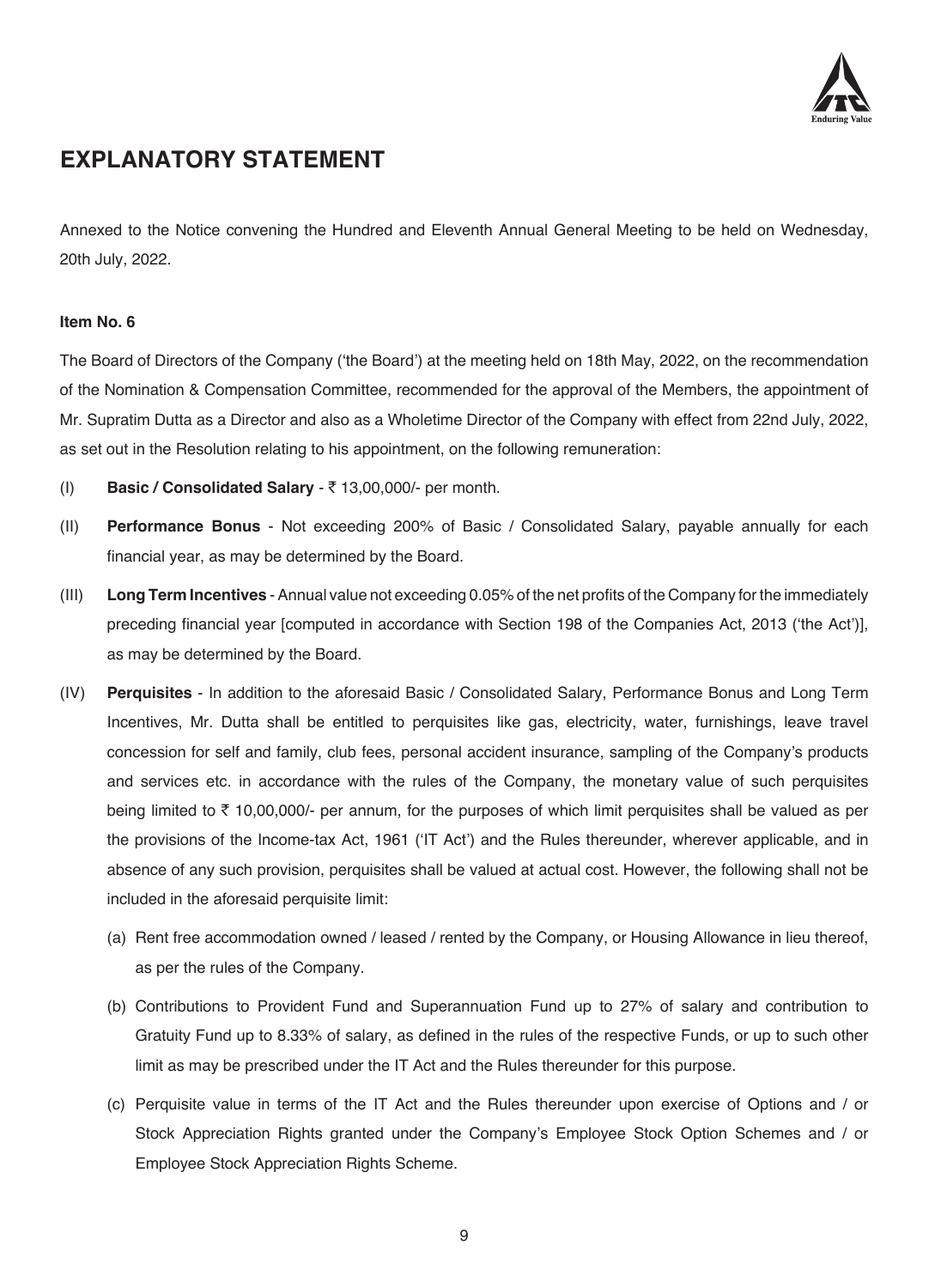# EXPLANATORY STATEMENT

Annexed to the Notice convening the Hundred and Eleventh Annual General Meeting to be held on Wednesday, 20th July, 2022.

**Item No. 6**

The Board of Directors of the Company ('the Board') at the meeting held on 18th May, 2022, on the recommendation of the Nomination & Compensation Committee, recommended for the approval of the Members, the appointment of Mr. Supratim Dutta as a Director and also as a Wholetime Director of the Company with effect from 22nd July, 2022, as set out in the Resolution relating to his appointment, on the following remuneration:

(I) **Basic / Consolidated Salary** - ₹ 13,00,000/- per month.

(II) **Performance Bonus** - Not exceeding 200% of Basic / Consolidated Salary, payable annually for each financial year, as may be determined by the Board.

(III) **Long Term Incentives** - Annual value not exceeding 0.05% of the net profits of the Company for the immediately preceding financial year [computed in accordance with Section 198 of the Companies Act, 2013 ('the Act')], as may be determined by the Board.

(IV) **Perquisites** - In addition to the aforesaid Basic / Consolidated Salary, Performance Bonus and Long Term Incentives, Mr. Dutta shall be entitled to perquisites like gas, electricity, water, furnishings, leave travel concession for self and family, club fees, personal accident insurance, sampling of the Company's products and services etc. in accordance with the rules of the Company, the monetary value of such perquisites being limited to ₹ 10,00,000/- per annum, for the purposes of which limit perquisites shall be valued as per the provisions of the Income-tax Act, 1961 ('IT Act') and the Rules thereunder, wherever applicable, and in absence of any such provision, perquisites shall be valued at actual cost. However, the following shall not be included in the aforesaid perquisite limit:

   (a) Rent free accommodation owned / leased / rented by the Company, or Housing Allowance in lieu thereof, as per the rules of the Company.

   (b) Contributions to Provident Fund and Superannuation Fund up to 27% of salary and contribution to Gratuity Fund up to 8.33% of salary, as defined in the rules of the respective Funds, or up to such other limit as may be prescribed under the IT Act and the Rules thereunder for this purpose.

   (c) Perquisite value in terms of the IT Act and the Rules thereunder upon exercise of Options and / or Stock Appreciation Rights granted under the Company's Employee Stock Option Schemes and / or Employee Stock Appreciation Rights Scheme.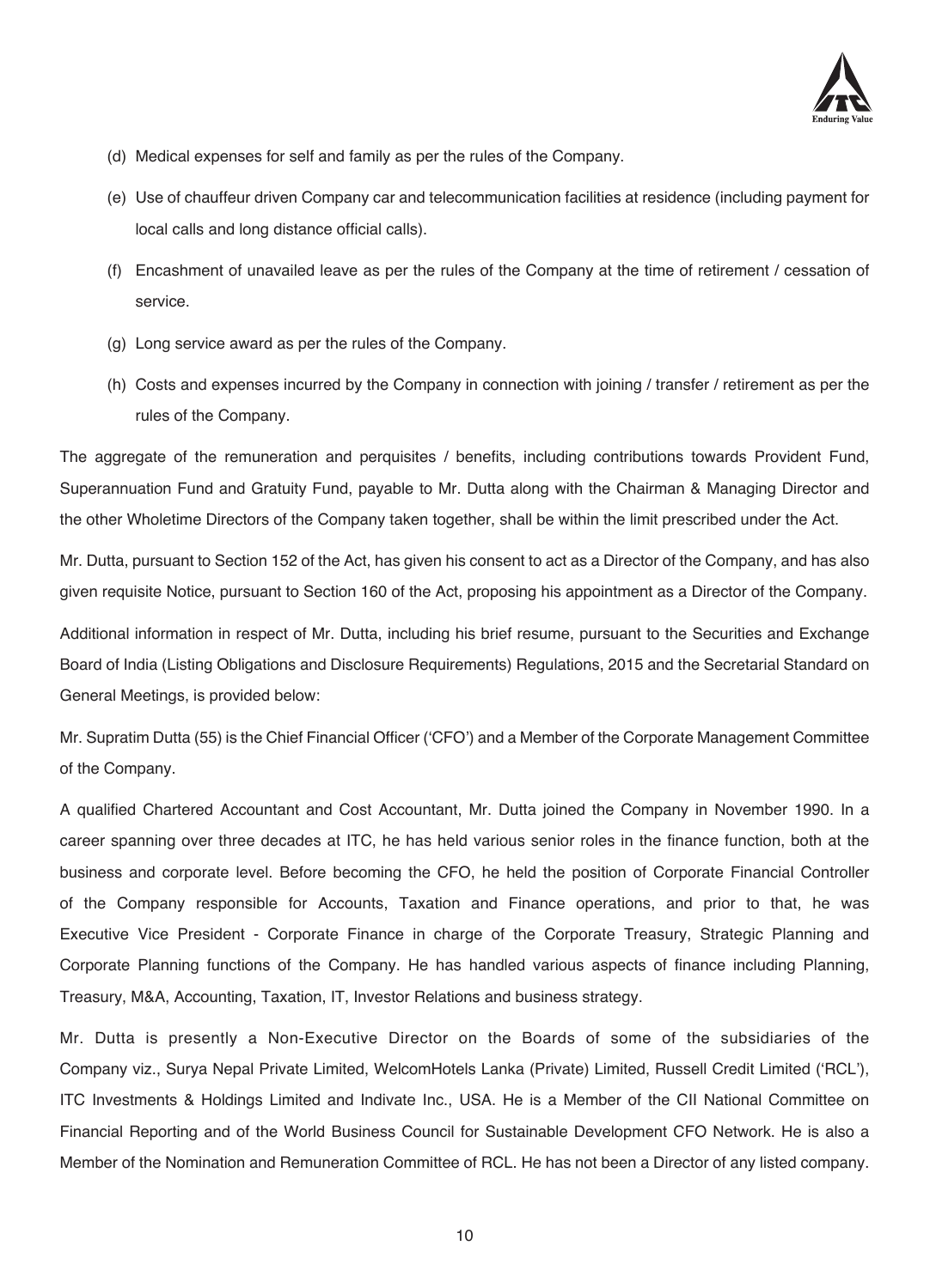(d) Medical expenses for self and family as per the rules of the Company.

(e) Use of chauffeur driven Company car and telecommunication facilities at residence (including payment for local calls and long distance official calls).

(f) Encashment of unavailed leave as per the rules of the Company at the time of retirement / cessation of service.

(g) Long service award as per the rules of the Company.

(h) Costs and expenses incurred by the Company in connection with joining / transfer / retirement as per the rules of the Company.

The aggregate of the remuneration and perquisites / benefits, including contributions towards Provident Fund, Superannuation Fund and Gratuity Fund, payable to Mr. Dutta along with the Chairman & Managing Director and the other Wholetime Directors of the Company taken together, shall be within the limit prescribed under the Act.

Mr. Dutta, pursuant to Section 152 of the Act, has given his consent to act as a Director of the Company, and has also given requisite Notice, pursuant to Section 160 of the Act, proposing his appointment as a Director of the Company.

Additional information in respect of Mr. Dutta, including his brief resume, pursuant to the Securities and Exchange Board of India (Listing Obligations and Disclosure Requirements) Regulations, 2015 and the Secretarial Standard on General Meetings, is provided below:

Mr. Supratim Dutta (55) is the Chief Financial Officer ('CFO') and a Member of the Corporate Management Committee of the Company.

A qualified Chartered Accountant and Cost Accountant, Mr. Dutta joined the Company in November 1990. In a career spanning over three decades at ITC, he has held various senior roles in the finance function, both at the business and corporate level. Before becoming the CFO, he held the position of Corporate Financial Controller of the Company responsible for Accounts, Taxation and Finance operations, and prior to that, he was Executive Vice President - Corporate Finance in charge of the Corporate Treasury, Strategic Planning and Corporate Planning functions of the Company. He has handled various aspects of finance including Planning, Treasury, M&A, Accounting, Taxation, IT, Investor Relations and business strategy.

Mr. Dutta is presently a Non-Executive Director on the Boards of some of the subsidiaries of the Company viz., Surya Nepal Private Limited, WelcomHotels Lanka (Private) Limited, Russell Credit Limited ('RCL'), ITC Investments & Holdings Limited and Indivate Inc., USA. He is a Member of the CII National Committee on Financial Reporting and of the World Business Council for Sustainable Development CFO Network. He is also a Member of the Nomination and Remuneration Committee of RCL. He has not been a Director of any listed company.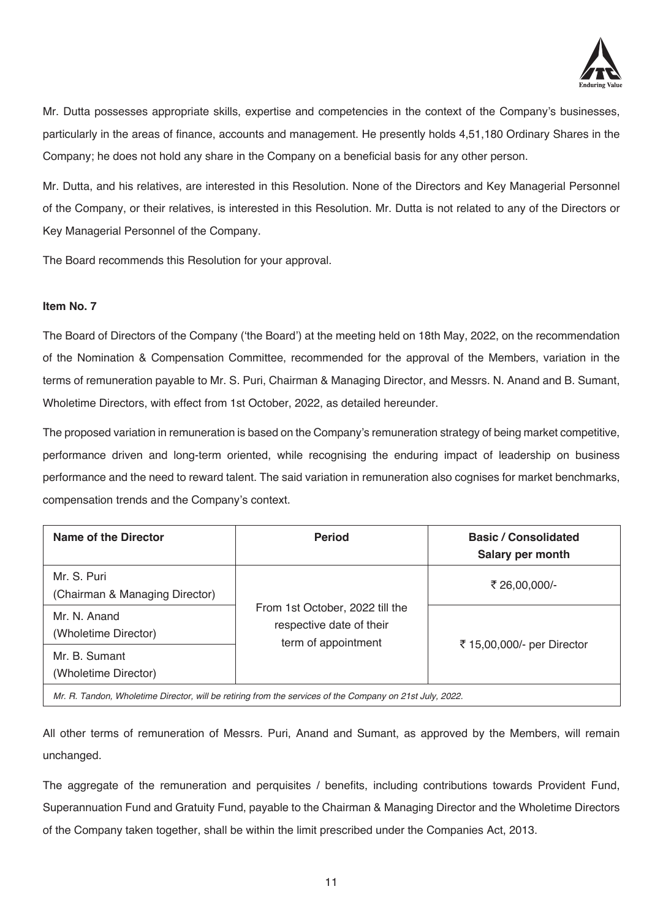Mr. Dutta possesses appropriate skills, expertise and competencies in the context of the Company's businesses, particularly in the areas of finance, accounts and management. He presently holds 4,51,180 Ordinary Shares in the Company; he does not hold any share in the Company on a beneficial basis for any other person.

Mr. Dutta, and his relatives, are interested in this Resolution. None of the Directors and Key Managerial Personnel of the Company, or their relatives, is interested in this Resolution. Mr. Dutta is not related to any of the Directors or Key Managerial Personnel of the Company.

The Board recommends this Resolution for your approval.

**Item No. 7**

The Board of Directors of the Company ('the Board') at the meeting held on 18th May, 2022, on the recommendation of the Nomination & Compensation Committee, recommended for the approval of the Members, variation in the terms of remuneration payable to Mr. S. Puri, Chairman & Managing Director, and Messrs. N. Anand and B. Sumant, Wholetime Directors, with effect from 1st October, 2022, as detailed hereunder.

The proposed variation in remuneration is based on the Company's remuneration strategy of being market competitive, performance driven and long-term oriented, while recognising the enduring impact of leadership on business performance and the need to reward talent. The said variation in remuneration also cognises for market benchmarks, compensation trends and the Company's context.

| Name of the Director | Period | Basic / Consolidated Salary per month |
| --- | --- | --- |
| Mr. S. Puri (Chairman & Managing Director) | From 1st October, 2022 till the respective date of their term of appointment | ₹ 26,00,000/- |
| Mr. N. Anand (Wholetime Director) | | ₹ 15,00,000/- per Director |
| Mr. B. Sumant (Wholetime Director) | | |

*Mr. R. Tandon, Wholetime Director, will be retiring from the services of the Company on 21st July, 2022.*

All other terms of remuneration of Messrs. Puri, Anand and Sumant, as approved by the Members, will remain unchanged.

The aggregate of the remuneration and perquisites / benefits, including contributions towards Provident Fund, Superannuation Fund and Gratuity Fund, payable to the Chairman & Managing Director and the Wholetime Directors of the Company taken together, shall be within the limit prescribed under the Companies Act, 2013.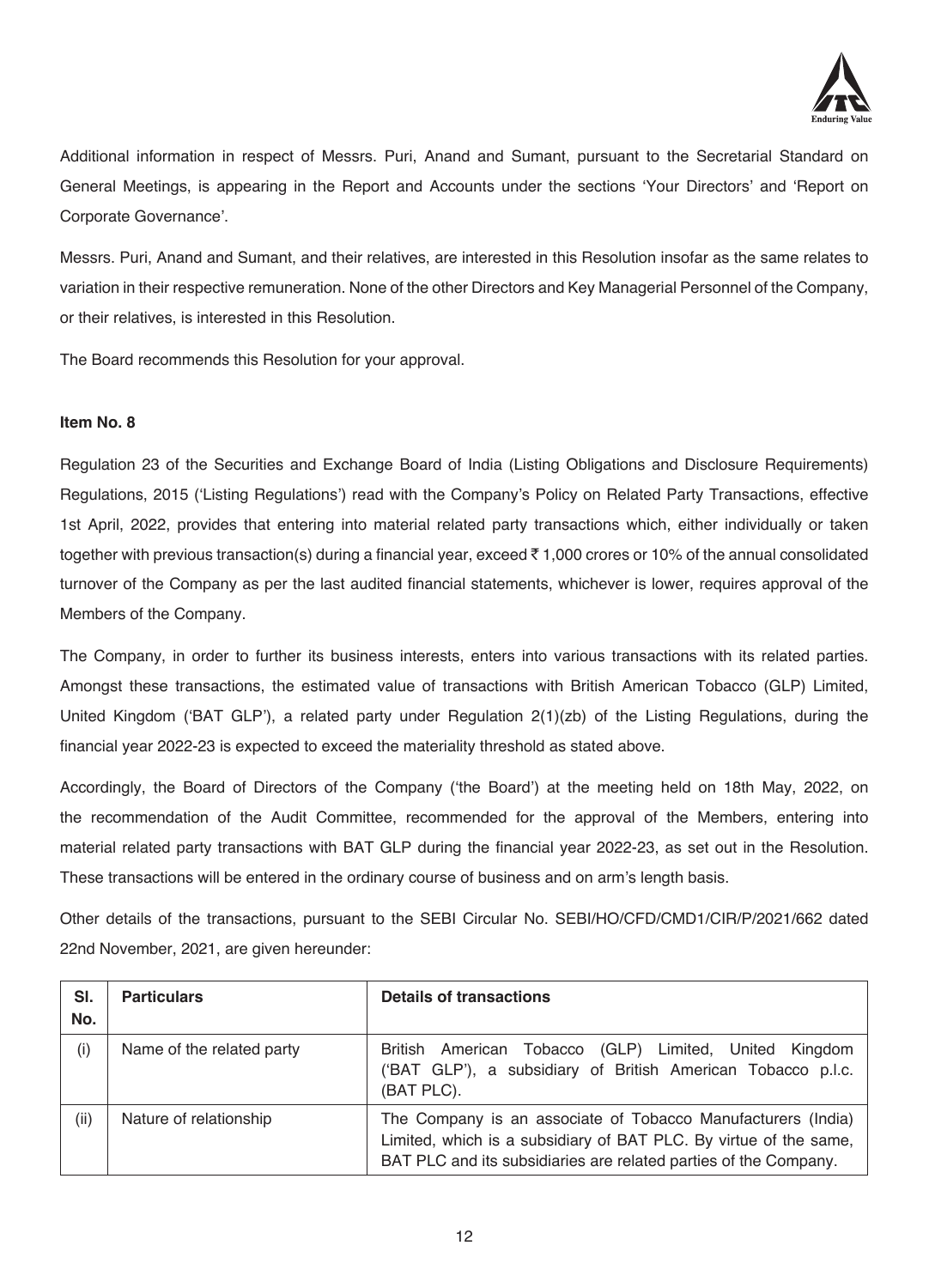Additional information in respect of Messrs. Puri, Anand and Sumant, pursuant to the Secretarial Standard on General Meetings, is appearing in the Report and Accounts under the sections 'Your Directors' and 'Report on Corporate Governance'.

Messrs. Puri, Anand and Sumant, and their relatives, are interested in this Resolution insofar as the same relates to variation in their respective remuneration. None of the other Directors and Key Managerial Personnel of the Company, or their relatives, is interested in this Resolution.

The Board recommends this Resolution for your approval.

**Item No. 8**

Regulation 23 of the Securities and Exchange Board of India (Listing Obligations and Disclosure Requirements) Regulations, 2015 ('Listing Regulations') read with the Company's Policy on Related Party Transactions, effective 1st April, 2022, provides that entering into material related party transactions which, either individually or taken together with previous transaction(s) during a financial year, exceed ₹ 1,000 crores or 10% of the annual consolidated turnover of the Company as per the last audited financial statements, whichever is lower, requires approval of the Members of the Company.

The Company, in order to further its business interests, enters into various transactions with its related parties. Amongst these transactions, the estimated value of transactions with British American Tobacco (GLP) Limited, United Kingdom ('BAT GLP'), a related party under Regulation 2(1)(zb) of the Listing Regulations, during the financial year 2022-23 is expected to exceed the materiality threshold as stated above.

Accordingly, the Board of Directors of the Company ('the Board') at the meeting held on 18th May, 2022, on the recommendation of the Audit Committee, recommended for the approval of the Members, entering into material related party transactions with BAT GLP during the financial year 2022-23, as set out in the Resolution. These transactions will be entered in the ordinary course of business and on arm's length basis.

Other details of the transactions, pursuant to the SEBI Circular No. SEBI/HO/CFD/CMD1/CIR/P/2021/662 dated 22nd November, 2021, are given hereunder:

| Sl. No. | Particulars | Details of transactions |
|---|---|---|
| (i) | Name of the related party | British American Tobacco (GLP) Limited, United Kingdom ('BAT GLP'), a subsidiary of British American Tobacco p.l.c. (BAT PLC). |
| (ii) | Nature of relationship | The Company is an associate of Tobacco Manufacturers (India) Limited, which is a subsidiary of BAT PLC. By virtue of the same, BAT PLC and its subsidiaries are related parties of the Company. |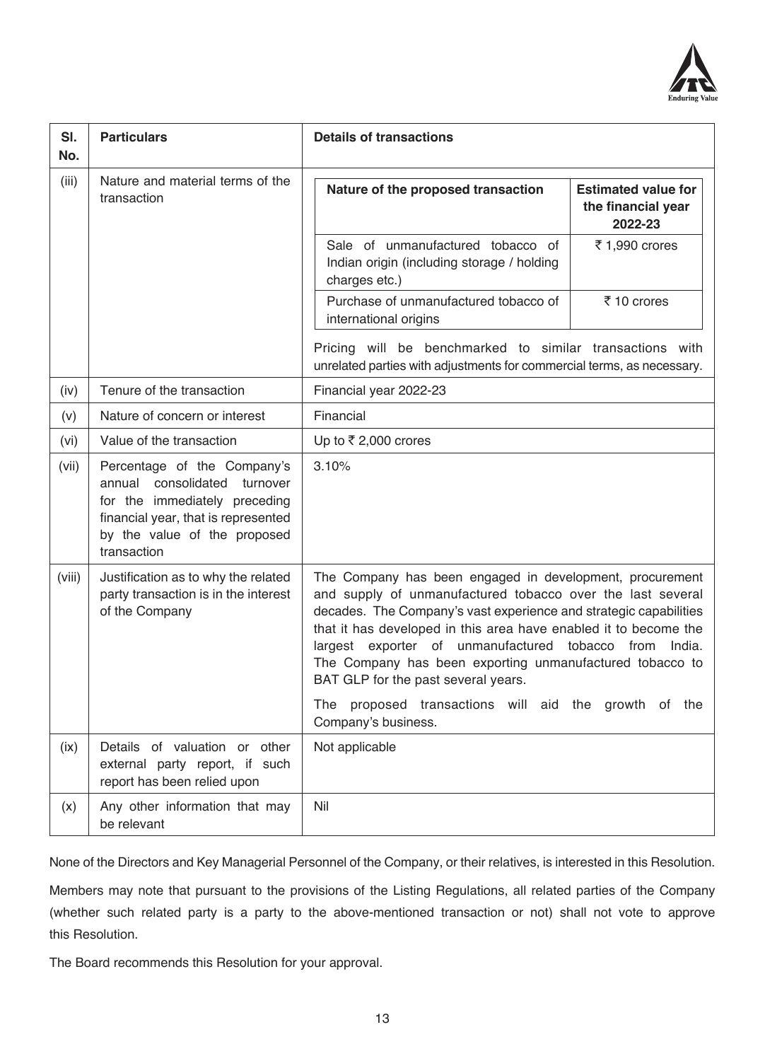| Sl. No. | Particulars | Details of transactions |
|---|---|---|
| (iii) | Nature and material terms of the transaction | **Nature of the proposed transaction** — **Estimated value for the financial year 2022-23**<br>Sale of unmanufactured tobacco of Indian origin (including storage / holding charges etc.) — ₹ 1,990 crores<br>Purchase of unmanufactured tobacco of international origins — ₹ 10 crores<br>Pricing will be benchmarked to similar transactions with unrelated parties with adjustments for commercial terms, as necessary. |
| (iv) | Tenure of the transaction | Financial year 2022-23 |
| (v) | Nature of concern or interest | Financial |
| (vi) | Value of the transaction | Up to ₹ 2,000 crores |
| (vii) | Percentage of the Company's annual consolidated turnover for the immediately preceding financial year, that is represented by the value of the proposed transaction | 3.10% |
| (viii) | Justification as to why the related party transaction is in the interest of the Company | The Company has been engaged in development, procurement and supply of unmanufactured tobacco over the last several decades. The Company's vast experience and strategic capabilities that it has developed in this area have enabled it to become the largest exporter of unmanufactured tobacco from India. The Company has been exporting unmanufactured tobacco to BAT GLP for the past several years.<br>The proposed transactions will aid the growth of the Company's business. |
| (ix) | Details of valuation or other external party report, if such report has been relied upon | Not applicable |
| (x) | Any other information that may be relevant | Nil |

None of the Directors and Key Managerial Personnel of the Company, or their relatives, is interested in this Resolution.

Members may note that pursuant to the provisions of the Listing Regulations, all related parties of the Company (whether such related party is a party to the above-mentioned transaction or not) shall not vote to approve this Resolution.

The Board recommends this Resolution for your approval.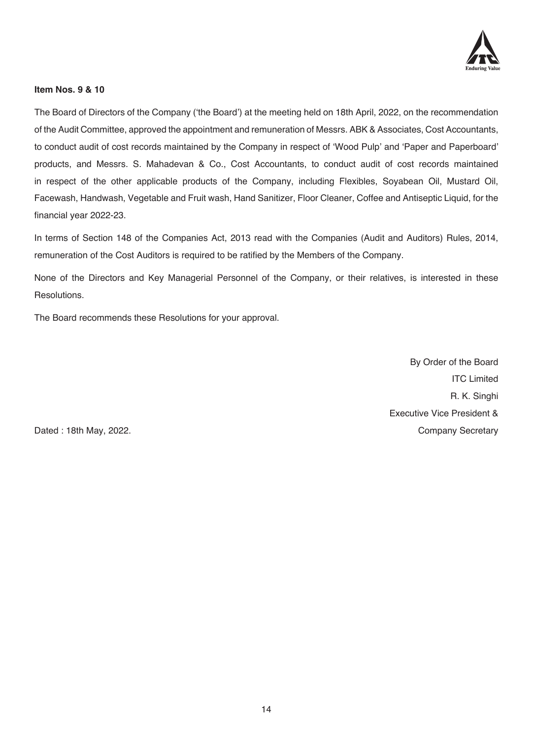**Item Nos. 9 & 10**

The Board of Directors of the Company ('the Board') at the meeting held on 18th April, 2022, on the recommendation of the Audit Committee, approved the appointment and remuneration of Messrs. ABK & Associates, Cost Accountants, to conduct audit of cost records maintained by the Company in respect of 'Wood Pulp' and 'Paper and Paperboard' products, and Messrs. S. Mahadevan & Co., Cost Accountants, to conduct audit of cost records maintained in respect of the other applicable products of the Company, including Flexibles, Soyabean Oil, Mustard Oil, Facewash, Handwash, Vegetable and Fruit wash, Hand Sanitizer, Floor Cleaner, Coffee and Antiseptic Liquid, for the financial year 2022-23.

In terms of Section 148 of the Companies Act, 2013 read with the Companies (Audit and Auditors) Rules, 2014, remuneration of the Cost Auditors is required to be ratified by the Members of the Company.

None of the Directors and Key Managerial Personnel of the Company, or their relatives, is interested in these Resolutions.

The Board recommends these Resolutions for your approval.

By Order of the Board
ITC Limited
R. K. Singhi
Executive Vice President &
Company Secretary

Dated : 18th May, 2022.